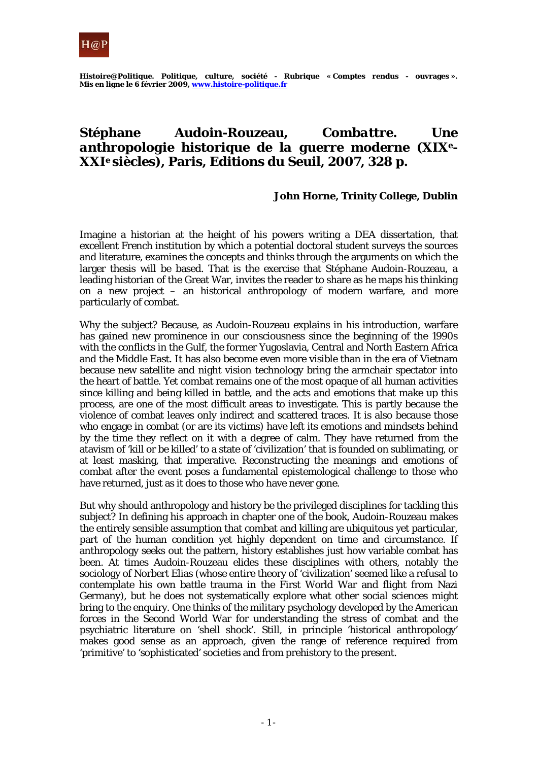H@P

**Histoire@Politique. Politique, culture, société - Rubrique « Comptes rendus - ouvrages ». Mis en ligne le 6 février 2009, [www.histoire-politique.fr](http://www.histoire-politique.fr)**

# Stéphane Audoin-Rouzeau, *Combattre. Une anthropologie historique de la guerre moderne (XIX$^{e}$-XXI$^{e}$ siècles)*, Paris, Editions du Seuil, 2007, 328 p.

**John Horne, Trinity College, Dublin**

Imagine a historian at the height of his powers writing a DEA dissertation, that excellent French institution by which a potential doctoral student surveys the sources and literature, examines the concepts and thinks through the arguments on which the larger thesis will be based. That is the exercise that Stéphane Audoin-Rouzeau, a leading historian of the Great War, invites the reader to share as he maps his thinking on a new project – an historical anthropology of modern warfare, and more particularly of combat.

Why the subject? Because, as Audoin-Rouzeau explains in his introduction, warfare has gained new prominence in our consciousness since the beginning of the 1990s with the conflicts in the Gulf, the former Yugoslavia, Central and North Eastern Africa and the Middle East. It has also become even more visible than in the era of Vietnam because new satellite and night vision technology bring the armchair spectator into the heart of battle. Yet combat remains one of the most opaque of all human activities since killing and being killed in battle, and the acts and emotions that make up this process, are one of the most difficult areas to investigate. This is partly because the violence of combat leaves only indirect and scattered traces. It is also because those who engage in combat (or are its victims) have left its emotions and mindsets behind by the time they reflect on it with a degree of calm. They have returned from the atavism of 'kill or be killed' to a state of 'civilization' that is founded on sublimating, or at least masking, that imperative. Reconstructing the meanings and emotions of combat after the event poses a fundamental epistemological challenge to those who have returned, just as it does to those who have never gone.

But why should anthropology and history be the privileged disciplines for tackling this subject? In defining his approach in chapter one of the book, Audoin-Rouzeau makes the entirely sensible assumption that combat and killing are ubiquitous yet particular, part of the human condition yet highly dependent on time and circumstance. If anthropology seeks out the pattern, history establishes just how variable combat has been. At times Audoin-Rouzeau elides these disciplines with others, notably the sociology of Norbert Elias (whose entire theory of 'civilization' seemed like a refusal to contemplate his own battle trauma in the First World War and flight from Nazi Germany), but he does not systematically explore what other social sciences might bring to the enquiry. One thinks of the military psychology developed by the American forces in the Second World War for understanding the stress of combat and the psychiatric literature on 'shell shock'. Still, in principle 'historical anthropology' makes good sense as an approach, given the range of reference required from 'primitive' to 'sophisticated' societies and from prehistory to the present.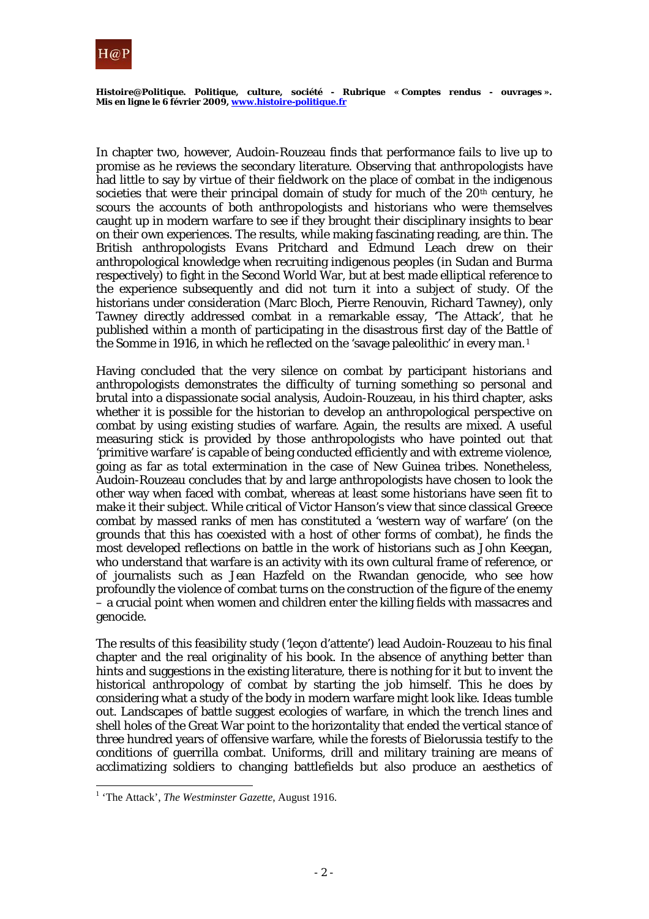In chapter two, however, Audoin-Rouzeau finds that performance fails to live up to promise as he reviews the secondary literature. Observing that anthropologists have had little to say by virtue of their fieldwork on the place of combat in the indigenous societies that were their principal domain of study for much of the 20th century, he scours the accounts of both anthropologists and historians who were themselves caught up in modern warfare to see if they brought their disciplinary insights to bear on their own experiences. The results, while making fascinating reading, are thin. The British anthropologists Evans Pritchard and Edmund Leach drew on their anthropological knowledge when recruiting indigenous peoples (in Sudan and Burma respectively) to fight in the Second World War, but at best made elliptical reference to the experience subsequently and did not turn it into a subject of study. Of the historians under consideration (Marc Bloch, Pierre Renouvin, Richard Tawney), only Tawney directly addressed combat in a remarkable essay, 'The Attack', that he published within a month of participating in the disastrous first day of the Battle of the Somme in 1916, in which he reflected on the 'savage paleolithic' in every man.[1]

Having concluded that the very silence on combat by participant historians and anthropologists demonstrates the difficulty of turning something so personal and brutal into a dispassionate social analysis, Audoin-Rouzeau, in his third chapter, asks whether it is possible for the historian to develop an anthropological perspective on combat by using existing studies of warfare. Again, the results are mixed. A useful measuring stick is provided by those anthropologists who have pointed out that 'primitive warfare' is capable of being conducted efficiently and with extreme violence, going as far as total extermination in the case of New Guinea tribes. Nonetheless, Audoin-Rouzeau concludes that by and large anthropologists have chosen to look the other way when faced with combat, whereas at least some historians have seen fit to make it their subject. While critical of Victor Hanson's view that since classical Greece combat by massed ranks of men has constituted a 'western way of warfare' (on the grounds that this has coexisted with a host of other forms of combat), he finds the most developed reflections on battle in the work of historians such as John Keegan, who understand that warfare is an activity with its own cultural frame of reference, or of journalists such as Jean Hazfeld on the Rwandan genocide, who see how profoundly the violence of combat turns on the construction of the figure of the enemy – a crucial point when women and children enter the killing fields with massacres and genocide.

The results of this feasibility study ('leçon d'attente') lead Audoin-Rouzeau to his final chapter and the real originality of his book. In the absence of anything better than hints and suggestions in the existing literature, there is nothing for it but to invent the historical anthropology of combat by starting the job himself. This he does by considering what a study of the body in modern warfare might look like. Ideas tumble out. Landscapes of battle suggest ecologies of warfare, in which the trench lines and shell holes of the Great War point to the horizontality that ended the vertical stance of three hundred years of offensive warfare, while the forests of Bielorussia testify to the conditions of guerrilla combat. Uniforms, drill and military training are means of acclimatizing soldiers to changing battlefields but also produce an aesthetics of

---

[1] 'The Attack', *The Westminster Gazette*, August 1916.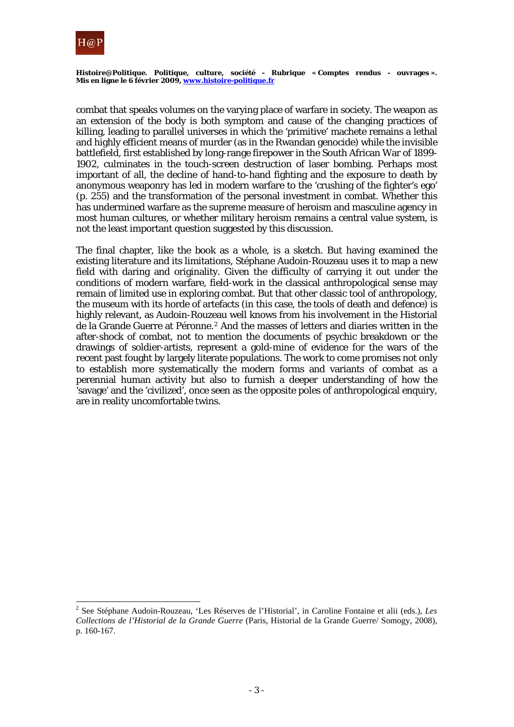combat that speaks volumes on the varying place of warfare in society. The weapon as an extension of the body is both symptom and cause of the changing practices of killing, leading to parallel universes in which the 'primitive' machete remains a lethal and highly efficient means of murder (as in the Rwandan genocide) while the invisible battlefield, first established by long-range firepower in the South African War of 1899-1902, culminates in the touch-screen destruction of laser bombing. Perhaps most important of all, the decline of hand-to-hand fighting and the exposure to death by anonymous weaponry has led in modern warfare to the 'crushing of the fighter's ego' (p. 255) and the transformation of the personal investment in combat. Whether this has undermined warfare as the supreme measure of heroism and masculine agency in most human cultures, or whether military heroism remains a central value system, is not the least important question suggested by this discussion.

The final chapter, like the book as a whole, is a sketch. But having examined the existing literature and its limitations, Stéphane Audoin-Rouzeau uses it to map a new field with daring and originality. Given the difficulty of carrying it out under the conditions of modern warfare, field-work in the classical anthropological sense may remain of limited use in exploring combat. But that other classic tool of anthropology, the museum with its horde of artefacts (in this case, the tools of death and defence) is highly relevant, as Audoin-Rouzeau well knows from his involvement in the Historial de la Grande Guerre at Péronne.[2] And the masses of letters and diaries written in the after-shock of combat, not to mention the documents of psychic breakdown or the drawings of soldier-artists, represent a gold-mine of evidence for the wars of the recent past fought by largely literate populations. The work to come promises not only to establish more systematically the modern forms and variants of combat as a perennial human activity but also to furnish a deeper understanding of how the 'savage' and the 'civilized', once seen as the opposite poles of anthropological enquiry, are in reality uncomfortable twins.

---

[2] See Stéphane Audoin-Rouzeau, 'Les Réserves de l'Historial', in Caroline Fontaine et alii (eds.), *Les Collections de l'Historial de la Grande Guerre* (Paris, Historial de la Grande Guerre/ Somogy, 2008), p. 160-167.